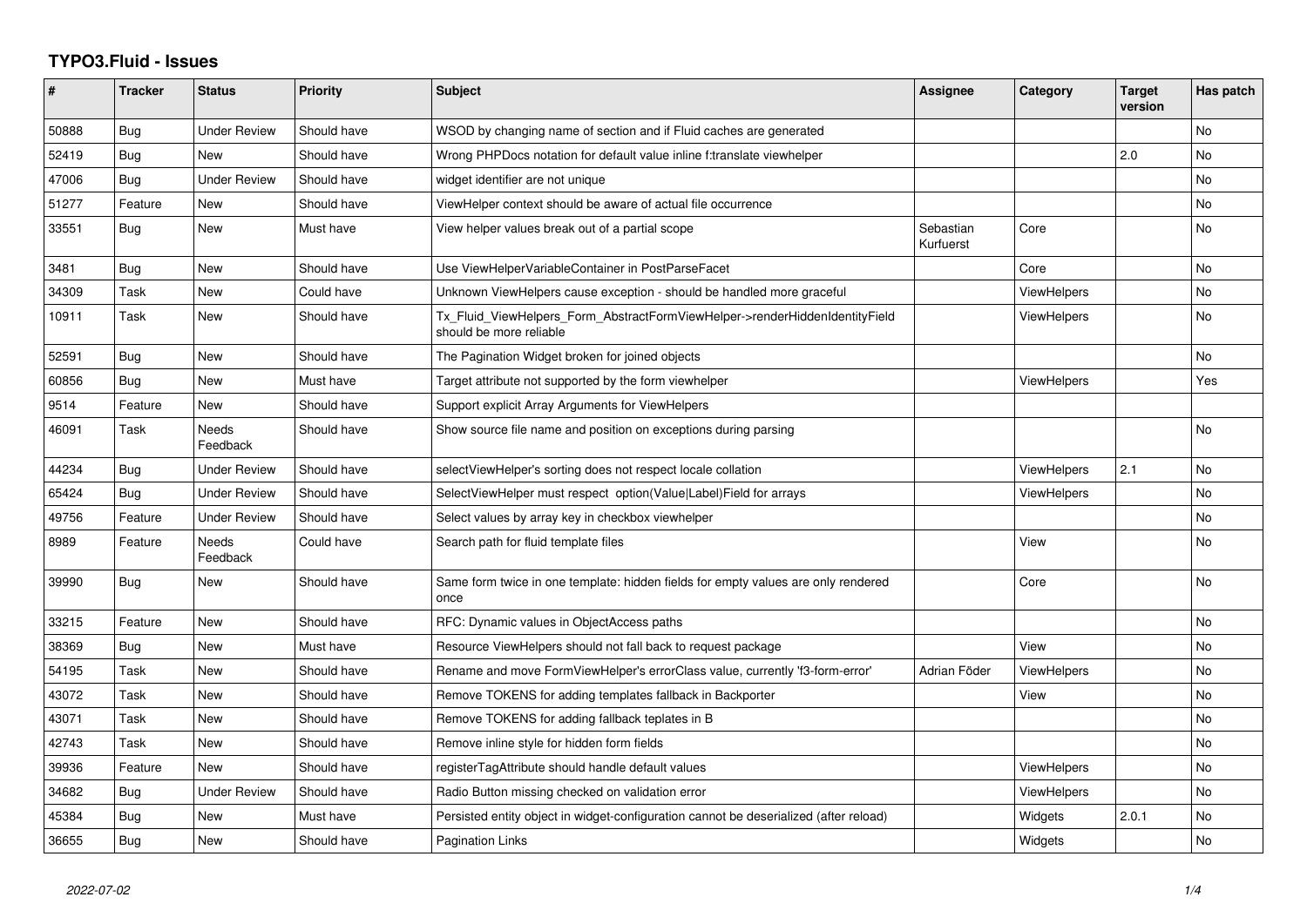# TYPO3.Fluid - Issues

| # | Tracker | Status | Priority | Subject | Assignee | Category | Target version | Has patch |
|---|---|---|---|---|---|---|---|---|
| 50888 | Bug | Under Review | Should have | WSOD by changing name of section and if Fluid caches are generated | | | | No |
| 52419 | Bug | New | Should have | Wrong PHPDocs notation for default value inline f:translate viewhelper | | | 2.0 | No |
| 47006 | Bug | Under Review | Should have | widget identifier are not unique | | | | No |
| 51277 | Feature | New | Should have | ViewHelper context should be aware of actual file occurrence | | | | No |
| 33551 | Bug | New | Must have | View helper values break out of a partial scope | Sebastian Kurfuerst | Core | | No |
| 3481 | Bug | New | Should have | Use ViewHelperVariableContainer in PostParseFacet | | Core | | No |
| 34309 | Task | New | Could have | Unknown ViewHelpers cause exception - should be handled more graceful | | ViewHelpers | | No |
| 10911 | Task | New | Should have | Tx_Fluid_ViewHelpers_Form_AbstractFormViewHelper->renderHiddenIdentityField should be more reliable | | ViewHelpers | | No |
| 52591 | Bug | New | Should have | The Pagination Widget broken for joined objects | | | | No |
| 60856 | Bug | New | Must have | Target attribute not supported by the form viewhelper | | ViewHelpers | | Yes |
| 9514 | Feature | New | Should have | Support explicit Array Arguments for ViewHelpers | | | | |
| 46091 | Task | Needs Feedback | Should have | Show source file name and position on exceptions during parsing | | | | No |
| 44234 | Bug | Under Review | Should have | selectViewHelper's sorting does not respect locale collation | | ViewHelpers | 2.1 | No |
| 65424 | Bug | Under Review | Should have | SelectViewHelper must respect option(Value\|Label)Field for arrays | | ViewHelpers | | No |
| 49756 | Feature | Under Review | Should have | Select values by array key in checkbox viewhelper | | | | No |
| 8989 | Feature | Needs Feedback | Could have | Search path for fluid template files | | View | | No |
| 39990 | Bug | New | Should have | Same form twice in one template: hidden fields for empty values are only rendered once | | Core | | No |
| 33215 | Feature | New | Should have | RFC: Dynamic values in ObjectAccess paths | | | | No |
| 38369 | Bug | New | Must have | Resource ViewHelpers should not fall back to request package | | View | | No |
| 54195 | Task | New | Should have | Rename and move FormViewHelper's errorClass value, currently 'f3-form-error' | Adrian Föder | ViewHelpers | | No |
| 43072 | Task | New | Should have | Remove TOKENS for adding templates fallback in Backporter | | View | | No |
| 43071 | Task | New | Should have | Remove TOKENS for adding fallback teplates in B | | | | No |
| 42743 | Task | New | Should have | Remove inline style for hidden form fields | | | | No |
| 39936 | Feature | New | Should have | registerTagAttribute should handle default values | | ViewHelpers | | No |
| 34682 | Bug | Under Review | Should have | Radio Button missing checked on validation error | | ViewHelpers | | No |
| 45384 | Bug | New | Must have | Persisted entity object in widget-configuration cannot be deserialized (after reload) | | Widgets | 2.0.1 | No |
| 36655 | Bug | New | Should have | Pagination Links | | Widgets | | No |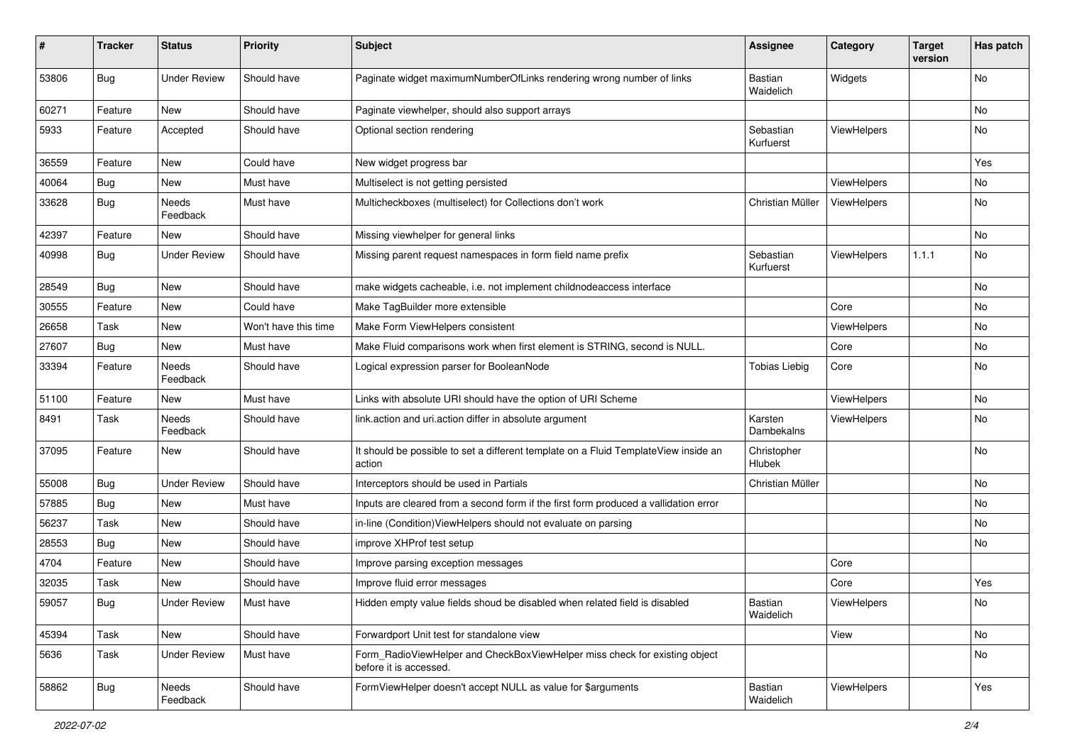| # | Tracker | Status | Priority | Subject | Assignee | Category | Target version | Has patch |
|---|---|---|---|---|---|---|---|---|
| 53806 | Bug | Under Review | Should have | Paginate widget maximumNumberOfLinks rendering wrong number of links | Bastian Waidelich | Widgets | | No |
| 60271 | Feature | New | Should have | Paginate viewhelper, should also support arrays | | | | No |
| 5933 | Feature | Accepted | Should have | Optional section rendering | Sebastian Kurfuerst | ViewHelpers | | No |
| 36559 | Feature | New | Could have | New widget progress bar | | | | Yes |
| 40064 | Bug | New | Must have | Multiselect is not getting persisted | | ViewHelpers | | No |
| 33628 | Bug | Needs Feedback | Must have | Multicheckboxes (multiselect) for Collections don't work | Christian Müller | ViewHelpers | | No |
| 42397 | Feature | New | Should have | Missing viewhelper for general links | | | | No |
| 40998 | Bug | Under Review | Should have | Missing parent request namespaces in form field name prefix | Sebastian Kurfuerst | ViewHelpers | 1.1.1 | No |
| 28549 | Bug | New | Should have | make widgets cacheable, i.e. not implement childnodeaccess interface | | | | No |
| 30555 | Feature | New | Could have | Make TagBuilder more extensible | | Core | | No |
| 26658 | Task | New | Won't have this time | Make Form ViewHelpers consistent | | ViewHelpers | | No |
| 27607 | Bug | New | Must have | Make Fluid comparisons work when first element is STRING, second is NULL. | | Core | | No |
| 33394 | Feature | Needs Feedback | Should have | Logical expression parser for BooleanNode | Tobias Liebig | Core | | No |
| 51100 | Feature | New | Must have | Links with absolute URI should have the option of URI Scheme | | ViewHelpers | | No |
| 8491 | Task | Needs Feedback | Should have | link.action and uri.action differ in absolute argument | Karsten Dambekalns | ViewHelpers | | No |
| 37095 | Feature | New | Should have | It should be possible to set a different template on a Fluid TemplateView inside an action | Christopher Hlubek | | | No |
| 55008 | Bug | Under Review | Should have | Interceptors should be used in Partials | Christian Müller | | | No |
| 57885 | Bug | New | Must have | Inputs are cleared from a second form if the first form produced a vallidation error | | | | No |
| 56237 | Task | New | Should have | in-line (Condition)ViewHelpers should not evaluate on parsing | | | | No |
| 28553 | Bug | New | Should have | improve XHProf test setup | | | | No |
| 4704 | Feature | New | Should have | Improve parsing exception messages | | Core | | |
| 32035 | Task | New | Should have | Improve fluid error messages | | Core | | Yes |
| 59057 | Bug | Under Review | Must have | Hidden empty value fields shoud be disabled when related field is disabled | Bastian Waidelich | ViewHelpers | | No |
| 45394 | Task | New | Should have | Forwardport Unit test for standalone view | | View | | No |
| 5636 | Task | Under Review | Must have | Form_RadioViewHelper and CheckBoxViewHelper miss check for existing object before it is accessed. | | | | No |
| 58862 | Bug | Needs Feedback | Should have | FormViewHelper doesn't accept NULL as value for $arguments | Bastian Waidelich | ViewHelpers | | Yes |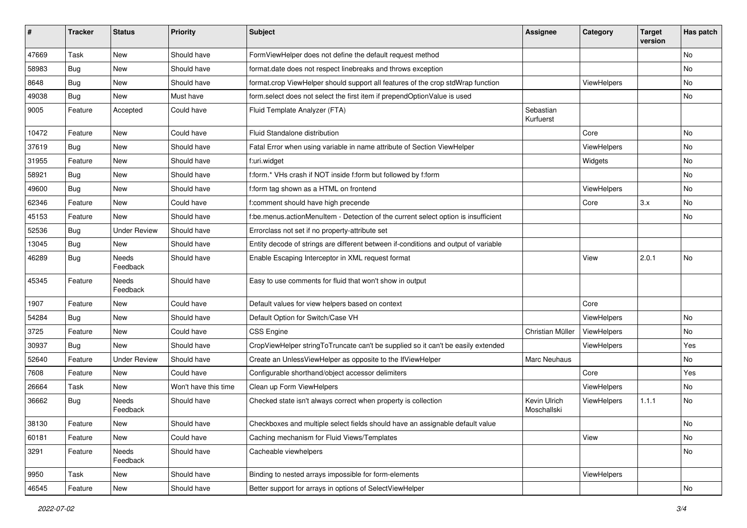| # | Tracker | Status | Priority | Subject | Assignee | Category | Target version | Has patch |
|---|---|---|---|---|---|---|---|---|
| 47669 | Task | New | Should have | FormViewHelper does not define the default request method | | | | No |
| 58983 | Bug | New | Should have | format.date does not respect linebreaks and throws exception | | | | No |
| 8648 | Bug | New | Should have | format.crop ViewHelper should support all features of the crop stdWrap function | | ViewHelpers | | No |
| 49038 | Bug | New | Must have | form.select does not select the first item if prependOptionValue is used | | | | No |
| 9005 | Feature | Accepted | Could have | Fluid Template Analyzer (FTA) | Sebastian Kurfuerst | | | |
| 10472 | Feature | New | Could have | Fluid Standalone distribution | | Core | | No |
| 37619 | Bug | New | Should have | Fatal Error when using variable in name attribute of Section ViewHelper | | ViewHelpers | | No |
| 31955 | Feature | New | Should have | f:uri.widget | | Widgets | | No |
| 58921 | Bug | New | Should have | f:form.* VHs crash if NOT inside f:form but followed by f:form | | | | No |
| 49600 | Bug | New | Should have | f:form tag shown as a HTML on frontend | | ViewHelpers | | No |
| 62346 | Feature | New | Could have | f:comment should have high precende | | Core | 3.x | No |
| 45153 | Feature | New | Should have | f:be.menus.actionMenuItem - Detection of the current select option is insufficient | | | | No |
| 52536 | Bug | Under Review | Should have | Errorclass not set if no property-attribute set | | | | |
| 13045 | Bug | New | Should have | Entity decode of strings are different between if-conditions and output of variable | | | | |
| 46289 | Bug | Needs Feedback | Should have | Enable Escaping Interceptor in XML request format | | View | 2.0.1 | No |
| 45345 | Feature | Needs Feedback | Should have | Easy to use comments for fluid that won't show in output | | | | |
| 1907 | Feature | New | Could have | Default values for view helpers based on context | | Core | | |
| 54284 | Bug | New | Should have | Default Option for Switch/Case VH | | ViewHelpers | | No |
| 3725 | Feature | New | Could have | CSS Engine | Christian Müller | ViewHelpers | | No |
| 30937 | Bug | New | Should have | CropViewHelper stringToTruncate can't be supplied so it can't be easily extended | | ViewHelpers | | Yes |
| 52640 | Feature | Under Review | Should have | Create an UnlessViewHelper as opposite to the IfViewHelper | Marc Neuhaus | | | No |
| 7608 | Feature | New | Could have | Configurable shorthand/object accessor delimiters | | Core | | Yes |
| 26664 | Task | New | Won't have this time | Clean up Form ViewHelpers | | ViewHelpers | | No |
| 36662 | Bug | Needs Feedback | Should have | Checked state isn't always correct when property is collection | Kevin Ulrich Moschallski | ViewHelpers | 1.1.1 | No |
| 38130 | Feature | New | Should have | Checkboxes and multiple select fields should have an assignable default value | | | | No |
| 60181 | Feature | New | Could have | Caching mechanism for Fluid Views/Templates | | View | | No |
| 3291 | Feature | Needs Feedback | Should have | Cacheable viewhelpers | | | | No |
| 9950 | Task | New | Should have | Binding to nested arrays impossible for form-elements | | ViewHelpers | | |
| 46545 | Feature | New | Should have | Better support for arrays in options of SelectViewHelper | | | | No |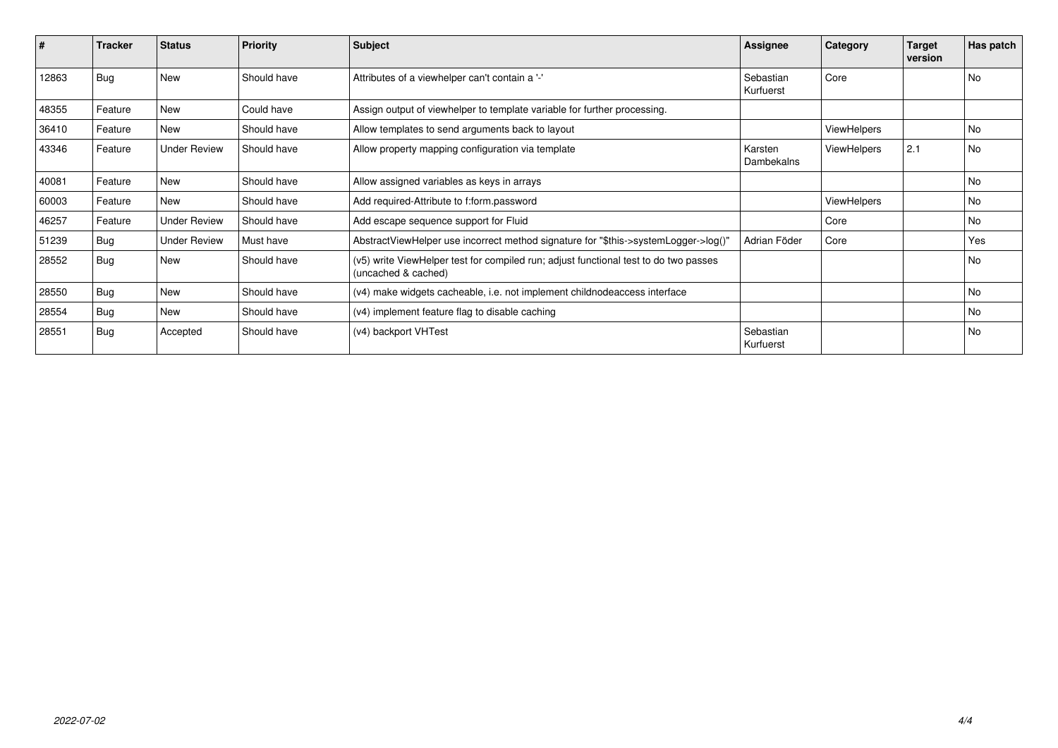| # | Tracker | Status | Priority | Subject | Assignee | Category | Target version | Has patch |
|---|---|---|---|---|---|---|---|---|
| 12863 | Bug | New | Should have | Attributes of a viewhelper can't contain a '-' | Sebastian Kurfuerst | Core | | No |
| 48355 | Feature | New | Could have | Assign output of viewhelper to template variable for further processing. | | | | |
| 36410 | Feature | New | Should have | Allow templates to send arguments back to layout | | ViewHelpers | | No |
| 43346 | Feature | Under Review | Should have | Allow property mapping configuration via template | Karsten Dambekalns | ViewHelpers | 2.1 | No |
| 40081 | Feature | New | Should have | Allow assigned variables as keys in arrays | | | | No |
| 60003 | Feature | New | Should have | Add required-Attribute to f:form.password | | ViewHelpers | | No |
| 46257 | Feature | Under Review | Should have | Add escape sequence support for Fluid | | Core | | No |
| 51239 | Bug | Under Review | Must have | AbstractViewHelper use incorrect method signature for "$this->systemLogger->log()" | Adrian Föder | Core | | Yes |
| 28552 | Bug | New | Should have | (v5) write ViewHelper test for compiled run; adjust functional test to do two passes (uncached & cached) | | | | No |
| 28550 | Bug | New | Should have | (v4) make widgets cacheable, i.e. not implement childnodeaccess interface | | | | No |
| 28554 | Bug | New | Should have | (v4) implement feature flag to disable caching | | | | No |
| 28551 | Bug | Accepted | Should have | (v4) backport VHTest | Sebastian Kurfuerst | | | No |